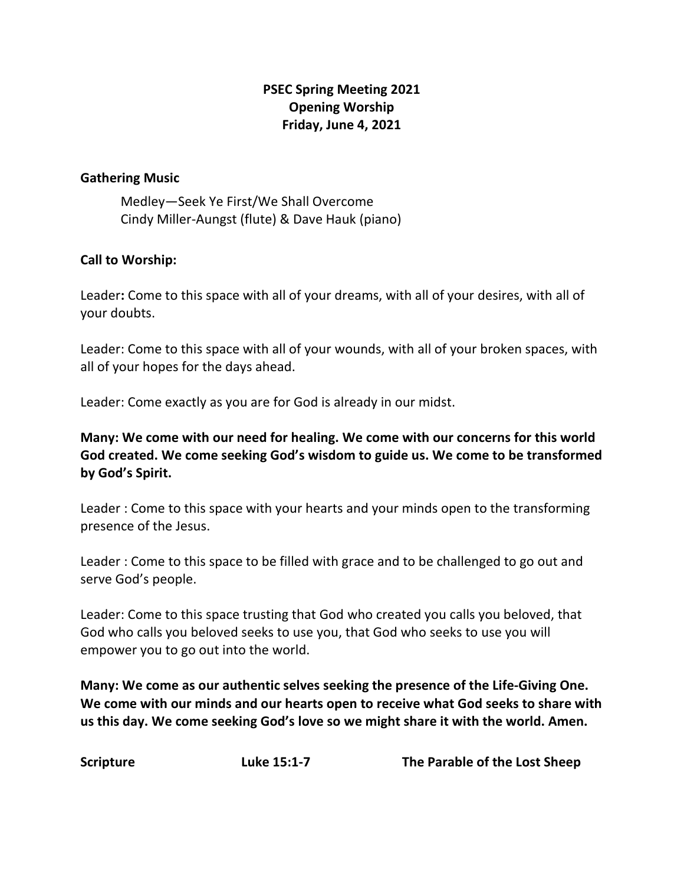**PSEC Spring Meeting 2021**
**Opening Worship**
**Friday, June 4, 2021**

**Gathering Music**

Medley—Seek Ye First/We Shall Overcome
Cindy Miller-Aungst (flute) & Dave Hauk (piano)

**Call to Worship:**

Leader**:** Come to this space with all of your dreams, with all of your desires, with all of your doubts.

Leader: Come to this space with all of your wounds, with all of your broken spaces, with all of your hopes for the days ahead.

Leader: Come exactly as you are for God is already in our midst.

**Many: We come with our need for healing. We come with our concerns for this world God created. We come seeking God's wisdom to guide us. We come to be transformed by God's Spirit.**

Leader : Come to this space with your hearts and your minds open to the transforming presence of the Jesus.

Leader : Come to this space to be filled with grace and to be challenged to go out and serve God's people.

Leader: Come to this space trusting that God who created you calls you beloved, that God who calls you beloved seeks to use you, that God who seeks to use you will empower you to go out into the world.

**Many: We come as our authentic selves seeking the presence of the Life-Giving One. We come with our minds and our hearts open to receive what God seeks to share with us this day. We come seeking God's love so we might share it with the world. Amen.**

**Scripture** **Luke 15:1-7** **The Parable of the Lost Sheep**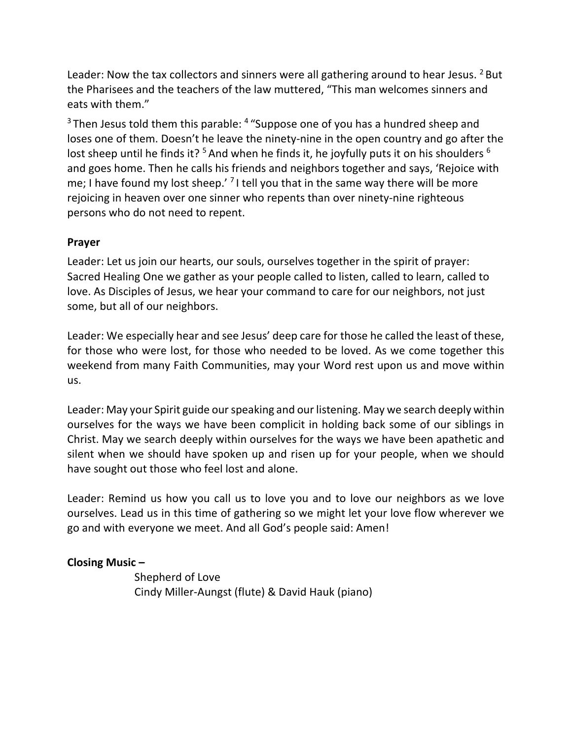Leader: Now the tax collectors and sinners were all gathering around to hear Jesus. [2] But the Pharisees and the teachers of the law muttered, “This man welcomes sinners and eats with them.”

[3] Then Jesus told them this parable: [4] “Suppose one of you has a hundred sheep and loses one of them. Doesn’t he leave the ninety-nine in the open country and go after the lost sheep until he finds it? [5] And when he finds it, he joyfully puts it on his shoulders [6] and goes home. Then he calls his friends and neighbors together and says, ‘Rejoice with me; I have found my lost sheep.’ [7] I tell you that in the same way there will be more rejoicing in heaven over one sinner who repents than over ninety-nine righteous persons who do not need to repent.

**Prayer**

Leader: Let us join our hearts, our souls, ourselves together in the spirit of prayer: Sacred Healing One we gather as your people called to listen, called to learn, called to love. As Disciples of Jesus, we hear your command to care for our neighbors, not just some, but all of our neighbors.

Leader: We especially hear and see Jesus’ deep care for those he called the least of these, for those who were lost, for those who needed to be loved. As we come together this weekend from many Faith Communities, may your Word rest upon us and move within us.

Leader: May your Spirit guide our speaking and our listening. May we search deeply within ourselves for the ways we have been complicit in holding back some of our siblings in Christ. May we search deeply within ourselves for the ways we have been apathetic and silent when we should have spoken up and risen up for your people, when we should have sought out those who feel lost and alone.

Leader: Remind us how you call us to love you and to love our neighbors as we love ourselves. Lead us in this time of gathering so we might let your love flow wherever we go and with everyone we meet. And all God’s people said: Amen!

**Closing Music –**

Shepherd of Love
Cindy Miller-Aungst (flute) & David Hauk (piano)